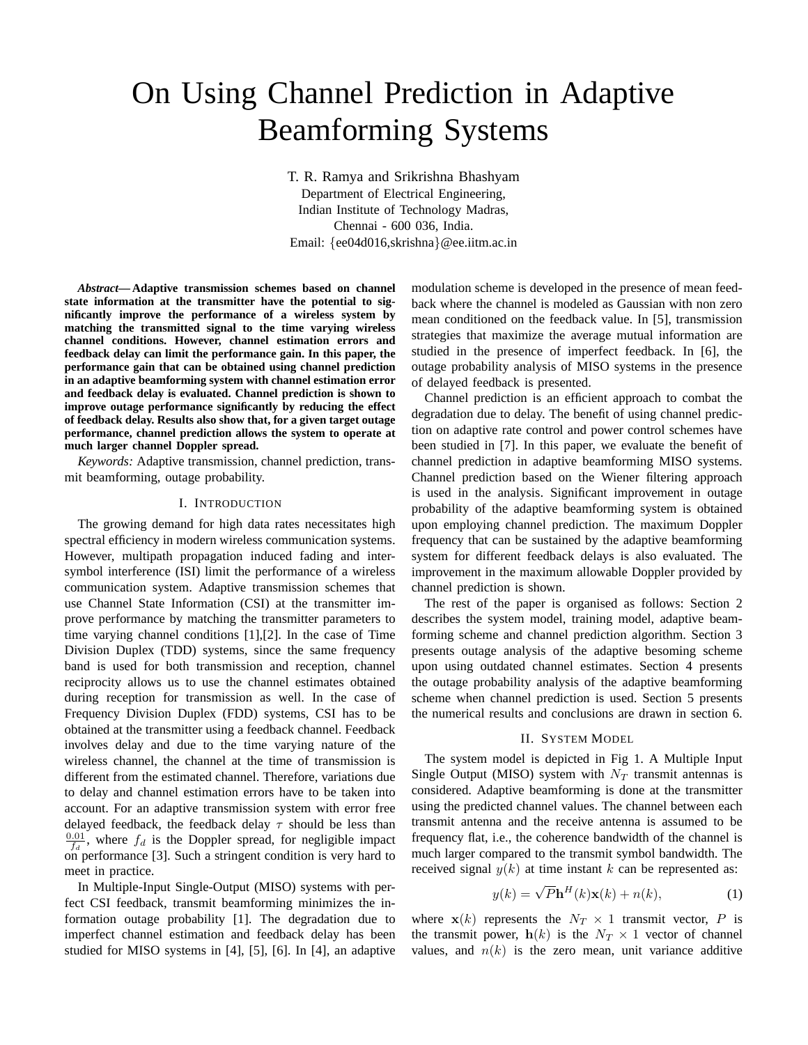# On Using Channel Prediction in Adaptive Beamforming Systems

T. R. Ramya and Srikrishna Bhashyam
Department of Electrical Engineering,
Indian Institute of Technology Madras,
Chennai - 600 036, India.
Email: {ee04d016,skrishna}@ee.iitm.ac.in

***Abstract*— Adaptive transmission schemes based on channel state information at the transmitter have the potential to significantly improve the performance of a wireless system by matching the transmitted signal to the time varying wireless channel conditions. However, channel estimation errors and feedback delay can limit the performance gain. In this paper, the performance gain that can be obtained using channel prediction in an adaptive beamforming system with channel estimation error and feedback delay is evaluated. Channel prediction is shown to improve outage performance significantly by reducing the effect of feedback delay. Results also show that, for a given target outage performance, channel prediction allows the system to operate at much larger channel Doppler spread.**

*Keywords:* Adaptive transmission, channel prediction, transmit beamforming, outage probability.

## I. Introduction

The growing demand for high data rates necessitates high spectral efficiency in modern wireless communication systems. However, multipath propagation induced fading and inter-symbol interference (ISI) limit the performance of a wireless communication system. Adaptive transmission schemes that use Channel State Information (CSI) at the transmitter improve performance by matching the transmitter parameters to time varying channel conditions [1],[2]. In the case of Time Division Duplex (TDD) systems, since the same frequency band is used for both transmission and reception, channel reciprocity allows us to use the channel estimates obtained during reception for transmission as well. In the case of Frequency Division Duplex (FDD) systems, CSI has to be obtained at the transmitter using a feedback channel. Feedback involves delay and due to the time varying nature of the wireless channel, the channel at the time of transmission is different from the estimated channel. Therefore, variations due to delay and channel estimation errors have to be taken into account. For an adaptive transmission system with error free delayed feedback, the feedback delay $\tau$ should be less than $\frac{0.01}{f_d}$, where $f_d$ is the Doppler spread, for negligible impact on performance [3]. Such a stringent condition is very hard to meet in practice.

In Multiple-Input Single-Output (MISO) systems with perfect CSI feedback, transmit beamforming minimizes the information outage probability [1]. The degradation due to imperfect channel estimation and feedback delay has been studied for MISO systems in [4], [5], [6]. In [4], an adaptive modulation scheme is developed in the presence of mean feedback where the channel is modeled as Gaussian with non zero mean conditioned on the feedback value. In [5], transmission strategies that maximize the average mutual information are studied in the presence of imperfect feedback. In [6], the outage probability analysis of MISO systems in the presence of delayed feedback is presented.

Channel prediction is an efficient approach to combat the degradation due to delay. The benefit of using channel prediction on adaptive rate control and power control schemes have been studied in [7]. In this paper, we evaluate the benefit of channel prediction in adaptive beamforming MISO systems. Channel prediction based on the Wiener filtering approach is used in the analysis. Significant improvement in outage probability of the adaptive beamforming system is obtained upon employing channel prediction. The maximum Doppler frequency that can be sustained by the adaptive beamforming system for different feedback delays is also evaluated. The improvement in the maximum allowable Doppler provided by channel prediction is shown.

The rest of the paper is organised as follows: Section 2 describes the system model, training model, adaptive beamforming scheme and channel prediction algorithm. Section 3 presents outage analysis of the adaptive besoming scheme upon using outdated channel estimates. Section 4 presents the outage probability analysis of the adaptive beamforming scheme when channel prediction is used. Section 5 presents the numerical results and conclusions are drawn in section 6.

## II. System Model

The system model is depicted in Fig 1. A Multiple Input Single Output (MISO) system with $N_T$ transmit antennas is considered. Adaptive beamforming is done at the transmitter using the predicted channel values. The channel between each transmit antenna and the receive antenna is assumed to be frequency flat, i.e., the coherence bandwidth of the channel is much larger compared to the transmit symbol bandwidth. The received signal $y(k)$ at time instant $k$ can be represented as:

$$y(k) = \sqrt{P}\mathbf{h}^H(k)\mathbf{x}(k) + n(k), \tag{1}$$

where $\mathbf{x}(k)$ represents the $N_T \times 1$ transmit vector, $P$ is the transmit power, $\mathbf{h}(k)$ is the $N_T \times 1$ vector of channel values, and $n(k)$ is the zero mean, unit variance additive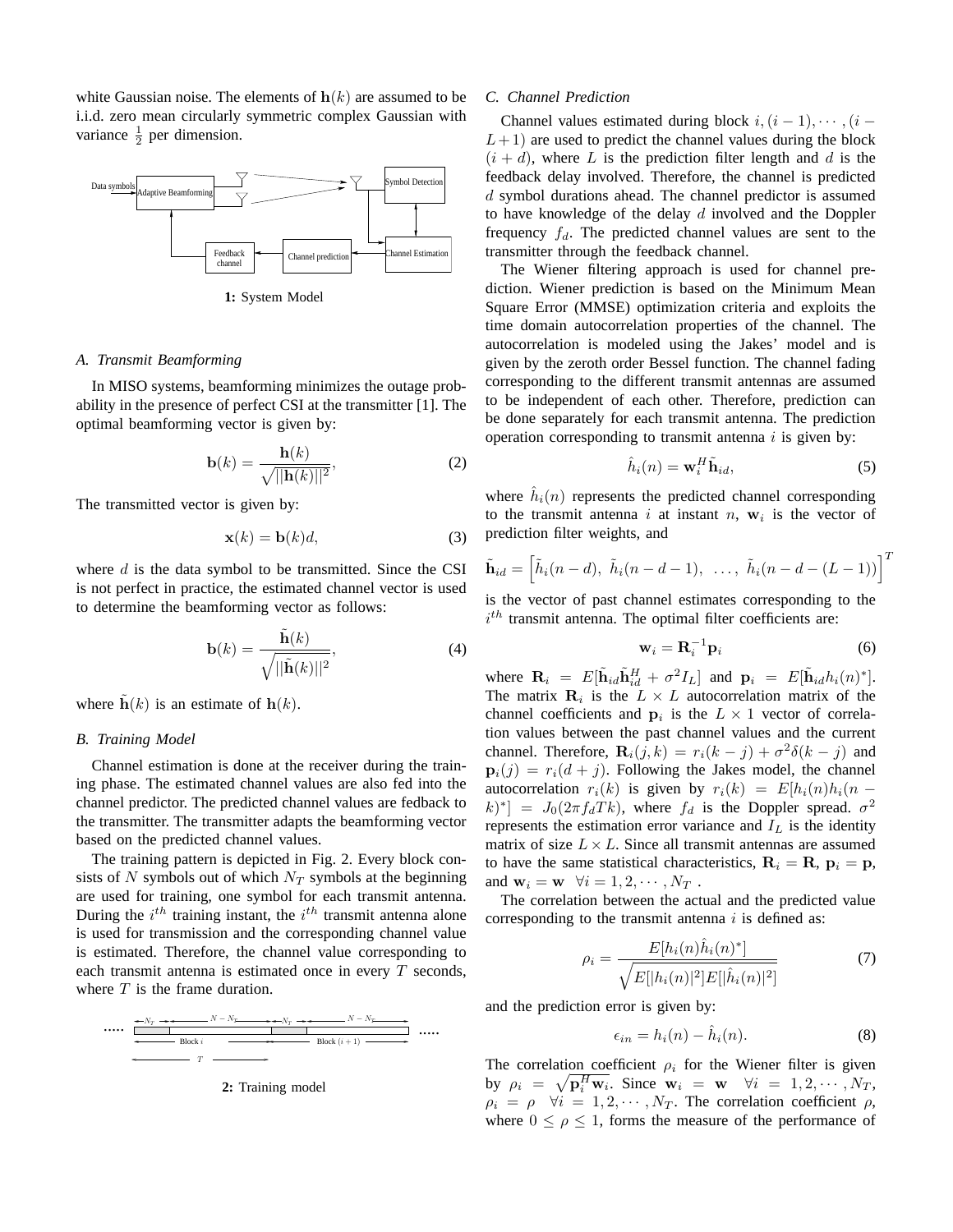white Gaussian noise. The elements of $\mathbf{h}(k)$ are assumed to be i.i.d. zero mean circularly symmetric complex Gaussian with variance $\frac{1}{2}$ per dimension.

**1:** System Model

### A. Transmit Beamforming

In MISO systems, beamforming minimizes the outage probability in the presence of perfect CSI at the transmitter [1]. The optimal beamforming vector is given by:

$$\mathbf{b}(k) = \frac{\mathbf{h}(k)}{\sqrt{||\mathbf{h}(k)||^2}}, \tag{2}$$

The transmitted vector is given by:

$$\mathbf{x}(k) = \mathbf{b}(k)d, \tag{3}$$

where $d$ is the data symbol to be transmitted. Since the CSI is not perfect in practice, the estimated channel vector is used to determine the beamforming vector as follows:

$$\mathbf{b}(k) = \frac{\tilde{\mathbf{h}}(k)}{\sqrt{||\tilde{\mathbf{h}}(k)||^2}}, \tag{4}$$

where $\tilde{\mathbf{h}}(k)$ is an estimate of $\mathbf{h}(k)$.

### B. Training Model

Channel estimation is done at the receiver during the training phase. The estimated channel values are also fed into the channel predictor. The predicted channel values are fedback to the transmitter. The transmitter adapts the beamforming vector based on the predicted channel values.

The training pattern is depicted in Fig. 2. Every block consists of $N$ symbols out of which $N_T$ symbols at the beginning are used for training, one symbol for each transmit antenna. During the $i^{th}$ training instant, the $i^{th}$ transmit antenna alone is used for transmission and the corresponding channel value is estimated. Therefore, the channel value corresponding to each transmit antenna is estimated once in every $T$ seconds, where $T$ is the frame duration.

**2:** Training model

### C. Channel Prediction

Channel values estimated during block $i, (i-1), \cdots, (i-L+1)$ are used to predict the channel values during the block $(i+d)$, where $L$ is the prediction filter length and $d$ is the feedback delay involved. Therefore, the channel is predicted $d$ symbol durations ahead. The channel predictor is assumed to have knowledge of the delay $d$ involved and the Doppler frequency $f_d$. The predicted channel values are sent to the transmitter through the feedback channel.

The Wiener filtering approach is used for channel prediction. Wiener prediction is based on the Minimum Mean Square Error (MMSE) optimization criteria and exploits the time domain autocorrelation properties of the channel. The autocorrelation is modeled using the Jakes' model and is given by the zeroth order Bessel function. The channel fading corresponding to the different transmit antennas are assumed to be independent of each other. Therefore, prediction can be done separately for each transmit antenna. The prediction operation corresponding to transmit antenna $i$ is given by:

$$\hat{h}_i(n) = \mathbf{w}_i^H \tilde{\mathbf{h}}_{id}, \tag{5}$$

where $\hat{h}_i(n)$ represents the predicted channel corresponding to the transmit antenna $i$ at instant $n$, $\mathbf{w}_i$ is the vector of prediction filter weights, and

$$\tilde{\mathbf{h}}_{id} = \left[\tilde{h}_i(n-d),\ \tilde{h}_i(n-d-1),\ \ldots,\ \tilde{h}_i(n-d-(L-1))\right]^T$$

is the vector of past channel estimates corresponding to the $i^{th}$ transmit antenna. The optimal filter coefficients are:

$$\mathbf{w}_i = \mathbf{R}_i^{-1}\mathbf{p}_i \tag{6}$$

where $\mathbf{R}_i = E[\tilde{\mathbf{h}}_{id}\tilde{\mathbf{h}}_{id}^H + \sigma^2 I_L]$ and $\mathbf{p}_i = E[\tilde{\mathbf{h}}_{id} h_i(n)^*]$. The matrix $\mathbf{R}_i$ is the $L \times L$ autocorrelation matrix of the channel coefficients and $\mathbf{p}_i$ is the $L \times 1$ vector of correlation values between the past channel values and the current channel. Therefore, $\mathbf{R}_i(j,k) = r_i(k-j) + \sigma^2\delta(k-j)$ and $\mathbf{p}_i(j) = r_i(d+j)$. Following the Jakes model, the channel autocorrelation $r_i(k)$ is given by $r_i(k) = E[h_i(n)h_i(n-k)^*] = J_0(2\pi f_d T k)$, where $f_d$ is the Doppler spread. $\sigma^2$ represents the estimation error variance and $I_L$ is the identity matrix of size $L \times L$. Since all transmit antennas are assumed to have the same statistical characteristics, $\mathbf{R}_i = \mathbf{R}$, $\mathbf{p}_i = \mathbf{p}$, and $\mathbf{w}_i = \mathbf{w} \ \ \forall i = 1, 2, \cdots, N_T$ .

The correlation between the actual and the predicted value corresponding to the transmit antenna $i$ is defined as:

$$\rho_i = \frac{E[h_i(n)\hat{h}_i(n)^*]}{\sqrt{E[|h_i(n)|^2]E[|\hat{h}_i(n)|^2]}} \tag{7}$$

and the prediction error is given by:

$$\epsilon_{in} = h_i(n) - \hat{h}_i(n). \tag{8}$$

The correlation coefficient $\rho_i$ for the Wiener filter is given by $\rho_i = \sqrt{\mathbf{p}_i^H \mathbf{w}_i}$. Since $\mathbf{w}_i = \mathbf{w} \ \ \forall i = 1, 2, \cdots, N_T$, $\rho_i = \rho \ \ \forall i = 1, 2, \cdots, N_T$. The correlation coefficient $\rho$, where $0 \le \rho \le 1$, forms the measure of the performance of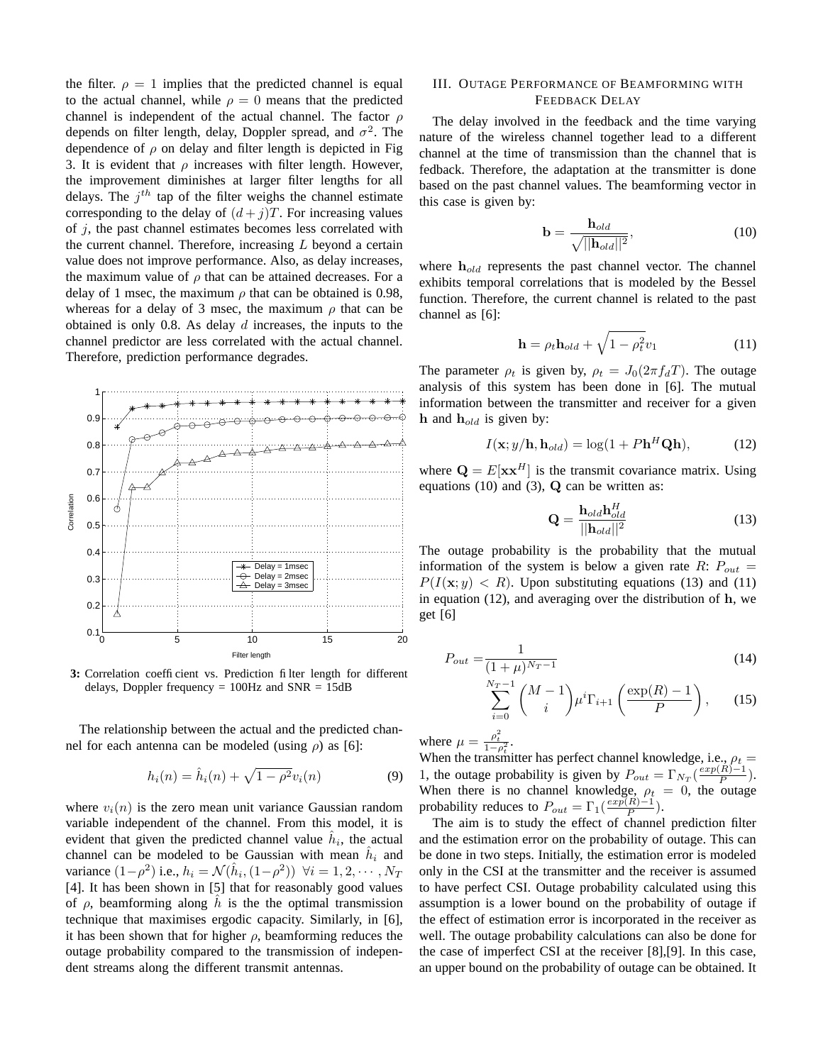the filter. $\rho = 1$ implies that the predicted channel is equal to the actual channel, while $\rho = 0$ means that the predicted channel is independent of the actual channel. The factor $\rho$ depends on filter length, delay, Doppler spread, and $\sigma^2$. The dependence of $\rho$ on delay and filter length is depicted in Fig 3. It is evident that $\rho$ increases with filter length. However, the improvement diminishes at larger filter lengths for all delays. The $j^{th}$ tap of the filter weighs the channel estimate corresponding to the delay of $(d+j)T$. For increasing values of $j$, the past channel estimates becomes less correlated with the current channel. Therefore, increasing $L$ beyond a certain value does not improve performance. Also, as delay increases, the maximum value of $\rho$ that can be attained decreases. For a delay of 1 msec, the maximum $\rho$ that can be obtained is 0.98, whereas for a delay of 3 msec, the maximum $\rho$ that can be obtained is only 0.8. As delay $d$ increases, the inputs to the channel predictor are less correlated with the actual channel. Therefore, prediction performance degrades.

**3:** Correlation coefficient vs. Prediction filter length for different delays, Doppler frequency = 100Hz and SNR = 15dB

The relationship between the actual and the predicted channel for each antenna can be modeled (using $\rho$) as [6]:

$$h_i(n) = \hat{h}_i(n) + \sqrt{1-\rho^2}v_i(n) \tag{9}$$

where $v_i(n)$ is the zero mean unit variance Gaussian random variable independent of the channel. From this model, it is evident that given the predicted channel value $\hat{h}_i$, the actual channel can be modeled to be Gaussian with mean $\hat{h}_i$ and variance $(1-\rho^2)$ i.e., $h_i = \mathcal{N}(\hat{h}_i, (1-\rho^2))\ \ \forall i = 1, 2, \cdots, N_T$ [4]. It has been shown in [5] that for reasonably good values of $\rho$, beamforming along $\hat{h}$ is the the optimal transmission technique that maximises ergodic capacity. Similarly, in [6], it has been shown that for higher $\rho$, beamforming reduces the outage probability compared to the transmission of independent streams along the different transmit antennas.

## III. Outage Performance of Beamforming with Feedback Delay

The delay involved in the feedback and the time varying nature of the wireless channel together lead to a different channel at the time of transmission than the channel that is fedback. Therefore, the adaptation at the transmitter is done based on the past channel values. The beamforming vector in this case is given by:

$$\mathbf{b} = \frac{\mathbf{h}_{old}}{\sqrt{||\mathbf{h}_{old}||^2}}, \tag{10}$$

where $\mathbf{h}_{old}$ represents the past channel vector. The channel exhibits temporal correlations that is modeled by the Bessel function. Therefore, the current channel is related to the past channel as [6]:

$$\mathbf{h} = \rho_t \mathbf{h}_{old} + \sqrt{1-\rho_t^2}v_1 \tag{11}$$

The parameter $\rho_t$ is given by, $\rho_t = J_0(2\pi f_d T)$. The outage analysis of this system has been done in [6]. The mutual information between the transmitter and receiver for a given $\mathbf{h}$ and $\mathbf{h}_{old}$ is given by:

$$I(\mathbf{x}; y/\mathbf{h}, \mathbf{h}_{old}) = \log(1 + P\mathbf{h}^H\mathbf{Q}\mathbf{h}), \tag{12}$$

where $\mathbf{Q} = E[\mathbf{x}\mathbf{x}^H]$ is the transmit covariance matrix. Using equations (10) and (3), $\mathbf{Q}$ can be written as:

$$\mathbf{Q} = \frac{\mathbf{h}_{old}\mathbf{h}_{old}^H}{||\mathbf{h}_{old}||^2} \tag{13}$$

The outage probability is the probability that the mutual information of the system is below a given rate $R$: $P_{out} = P(I(\mathbf{x}; y) < R)$. Upon substituting equations (13) and (11) in equation (12), and averaging over the distribution of $\mathbf{h}$, we get [6]

$$P_{out} = \frac{1}{(1+\mu)^{N_T-1}} \tag{14}$$

$$\sum_{i=0}^{N_T-1} \binom{M-1}{i} \mu^i \Gamma_{i+1}\left(\frac{\exp(R)-1}{P}\right), \tag{15}$$

where $\mu = \frac{\rho_t^2}{1-\rho_t^2}$.
When the transmitter has perfect channel knowledge, i.e., $\rho_t = 1$, the outage probability is given by $P_{out} = \Gamma_{N_T}(\frac{exp(R)-1}{P})$. When there is no channel knowledge, $\rho_t = 0$, the outage probability reduces to $P_{out} = \Gamma_1(\frac{exp(R)-1}{P})$.

The aim is to study the effect of channel prediction filter and the estimation error on the probability of outage. This can be done in two steps. Initially, the estimation error is modeled only in the CSI at the transmitter and the receiver is assumed to have perfect CSI. Outage probability calculated using this assumption is a lower bound on the probability of outage if the effect of estimation error is incorporated in the receiver as well. The outage probability calculations can also be done for the case of imperfect CSI at the receiver [8],[9]. In this case, an upper bound on the probability of outage can be obtained. It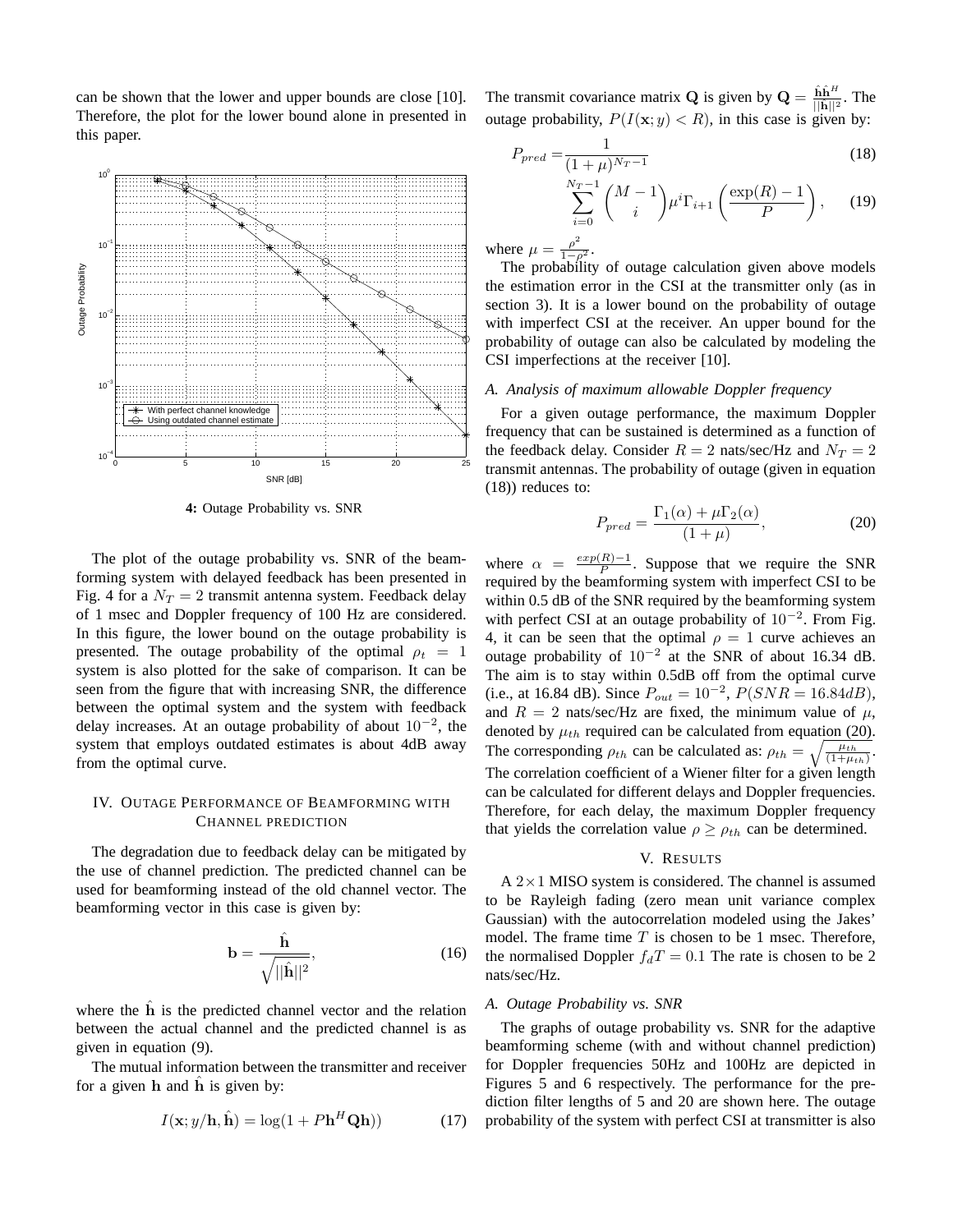can be shown that the lower and upper bounds are close [10]. Therefore, the plot for the lower bound alone in presented in this paper.

**4:** Outage Probability vs. SNR

The plot of the outage probability vs. SNR of the beamforming system with delayed feedback has been presented in Fig. 4 for a $N_T = 2$ transmit antenna system. Feedback delay of 1 msec and Doppler frequency of 100 Hz are considered. In this figure, the lower bound on the outage probability is presented. The outage probability of the optimal $\rho_t = 1$ system is also plotted for the sake of comparison. It can be seen from the figure that with increasing SNR, the difference between the optimal system and the system with feedback delay increases. At an outage probability of about $10^{-2}$, the system that employs outdated estimates is about 4dB away from the optimal curve.

## IV. Outage Performance of Beamforming with Channel Prediction

The degradation due to feedback delay can be mitigated by the use of channel prediction. The predicted channel can be used for beamforming instead of the old channel vector. The beamforming vector in this case is given by:

$$\mathbf{b} = \frac{\hat{\mathbf{h}}}{\sqrt{||\hat{\mathbf{h}}||^2}}, \tag{16}$$

where the $\hat{\mathbf{h}}$ is the predicted channel vector and the relation between the actual channel and the predicted channel is as given in equation (9).

The mutual information between the transmitter and receiver for a given $\mathbf{h}$ and $\hat{\mathbf{h}}$ is given by:

$$I(\mathbf{x}; y/\mathbf{h}, \hat{\mathbf{h}}) = \log(1 + P\mathbf{h}^H \mathbf{Q}\mathbf{h})) \tag{17}$$

The transmit covariance matrix $\mathbf{Q}$ is given by $\mathbf{Q} = \frac{\hat{\mathbf{h}}\hat{\mathbf{h}}^H}{||\hat{\mathbf{h}}||^2}$. The outage probability, $P(I(\mathbf{x}; y) < R)$, in this case is given by:

$$P_{pred} = \frac{1}{(1+\mu)^{N_T-1}} \tag{18}$$

$$\sum_{i=0}^{N_T-1} \binom{M-1}{i} \mu^i \Gamma_{i+1}\left(\frac{\exp(R)-1}{P}\right), \tag{19}$$

where $\mu = \frac{\rho^2}{1-\rho^2}$.

The probability of outage calculation given above models the estimation error in the CSI at the transmitter only (as in section 3). It is a lower bound on the probability of outage with imperfect CSI at the receiver. An upper bound for the probability of outage can also be calculated by modeling the CSI imperfections at the receiver [10].

### A. Analysis of maximum allowable Doppler frequency

For a given outage performance, the maximum Doppler frequency that can be sustained is determined as a function of the feedback delay. Consider $R = 2$ nats/sec/Hz and $N_T = 2$ transmit antennas. The probability of outage (given in equation (18)) reduces to:

$$P_{pred} = \frac{\Gamma_1(\alpha) + \mu\Gamma_2(\alpha)}{(1+\mu)}, \tag{20}$$

where $\alpha = \frac{exp(R)-1}{P}$. Suppose that we require the SNR required by the beamforming system with imperfect CSI to be within 0.5 dB of the SNR required by the beamforming system with perfect CSI at an outage probability of $10^{-2}$. From Fig. 4, it can be seen that the optimal $\rho = 1$ curve achieves an outage probability of $10^{-2}$ at the SNR of about 16.34 dB. The aim is to stay within 0.5dB off from the optimal curve (i.e., at 16.84 dB). Since $P_{out} = 10^{-2}$, $P(SNR = 16.84dB)$, and $R = 2$ nats/sec/Hz are fixed, the minimum value of $\mu$, denoted by $\mu_{th}$ required can be calculated from equation (20). The corresponding $\rho_{th}$ can be calculated as: $\rho_{th} = \sqrt{\frac{\mu_{th}}{(1+\mu_{th})}}$. The correlation coefficient of a Wiener filter for a given length can be calculated for different delays and Doppler frequencies. Therefore, for each delay, the maximum Doppler frequency that yields the correlation value $\rho \geq \rho_{th}$ can be determined.

## V. Results

A $2\times1$ MISO system is considered. The channel is assumed to be Rayleigh fading (zero mean unit variance complex Gaussian) with the autocorrelation modeled using the Jakes' model. The frame time $T$ is chosen to be 1 msec. Therefore, the normalised Doppler $f_d T = 0.1$ The rate is chosen to be 2 nats/sec/Hz.

### A. Outage Probability vs. SNR

The graphs of outage probability vs. SNR for the adaptive beamforming scheme (with and without channel prediction) for Doppler frequencies 50Hz and 100Hz are depicted in Figures 5 and 6 respectively. The performance for the prediction filter lengths of 5 and 20 are shown here. The outage probability of the system with perfect CSI at transmitter is also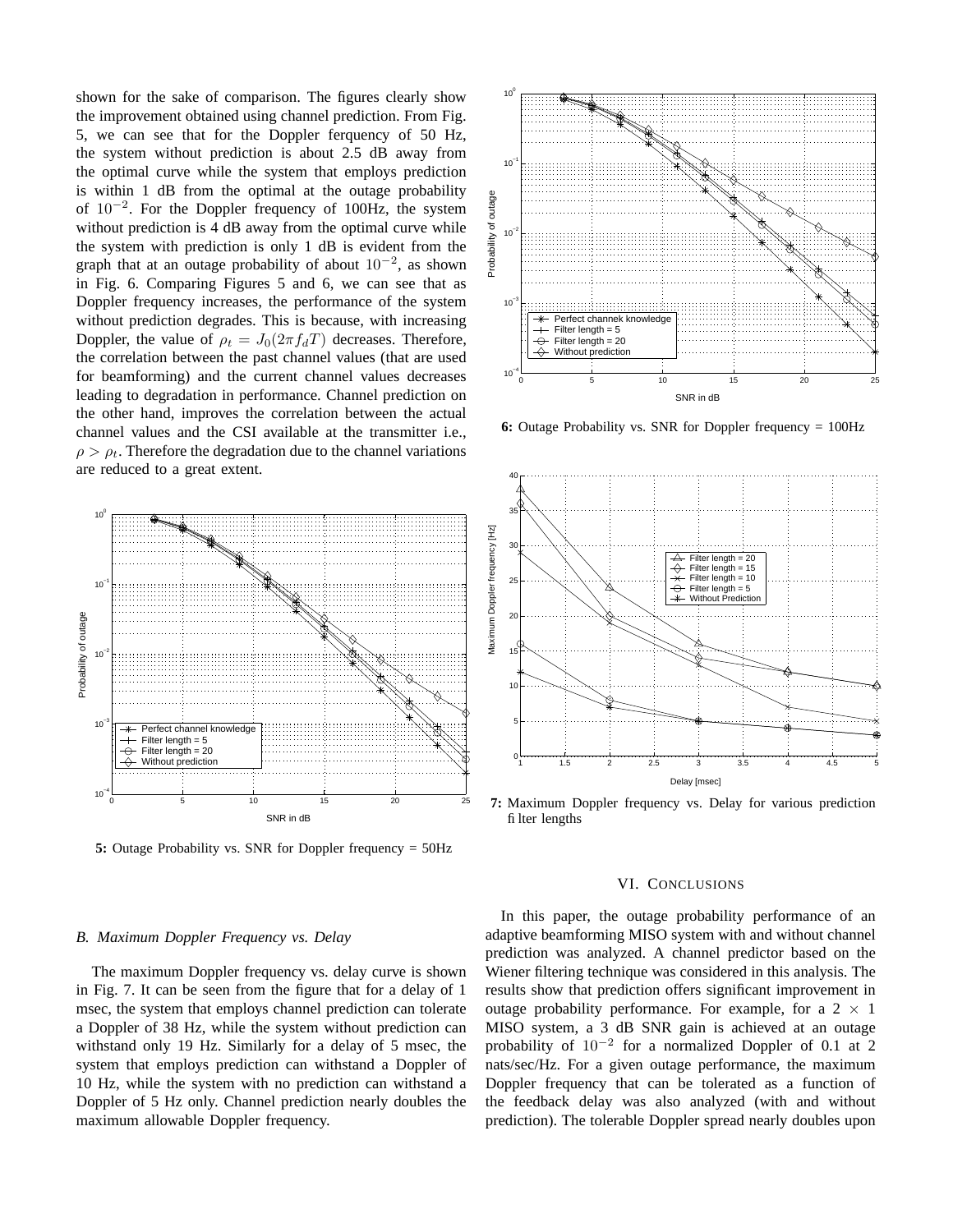shown for the sake of comparison. The figures clearly show the improvement obtained using channel prediction. From Fig. 5, we can see that for the Doppler ferquency of 50 Hz, the system without prediction is about 2.5 dB away from the optimal curve while the system that employs prediction is within 1 dB from the optimal at the outage probability of $10^{-2}$. For the Doppler frequency of 100Hz, the system without prediction is 4 dB away from the optimal curve while the system with prediction is only 1 dB is evident from the graph that at an outage probability of about $10^{-2}$, as shown in Fig. 6. Comparing Figures 5 and 6, we can see that as Doppler frequency increases, the performance of the system without prediction degrades. This is because, with increasing Doppler, the value of $\rho_t = J_0(2\pi f_d T)$ decreases. Therefore, the correlation between the past channel values (that are used for beamforming) and the current channel values decreases leading to degradation in performance. Channel prediction on the other hand, improves the correlation between the actual channel values and the CSI available at the transmitter i.e., $\rho > \rho_t$. Therefore the degradation due to the channel variations are reduced to a great extent.

**5:** Outage Probability vs. SNR for Doppler frequency = 50Hz

**6:** Outage Probability vs. SNR for Doppler frequency = 100Hz

**7:** Maximum Doppler frequency vs. Delay for various prediction filter lengths

### *B. Maximum Doppler Frequency vs. Delay*

The maximum Doppler frequency vs. delay curve is shown in Fig. 7. It can be seen from the figure that for a delay of 1 msec, the system that employs channel prediction can tolerate a Doppler of 38 Hz, while the system without prediction can withstand only 19 Hz. Similarly for a delay of 5 msec, the system that employs prediction can withstand a Doppler of 10 Hz, while the system with no prediction can withstand a Doppler of 5 Hz only. Channel prediction nearly doubles the maximum allowable Doppler frequency.

## VI. CONCLUSIONS

In this paper, the outage probability performance of an adaptive beamforming MISO system with and without channel prediction was analyzed. A channel predictor based on the Wiener filtering technique was considered in this analysis. The results show that prediction offers significant improvement in outage probability performance. For example, for a $2 \times 1$ MISO system, a 3 dB SNR gain is achieved at an outage probability of $10^{-2}$ for a normalized Doppler of 0.1 at 2 nats/sec/Hz. For a given outage performance, the maximum Doppler frequency that can be tolerated as a function of the feedback delay was also analyzed (with and without prediction). The tolerable Doppler spread nearly doubles upon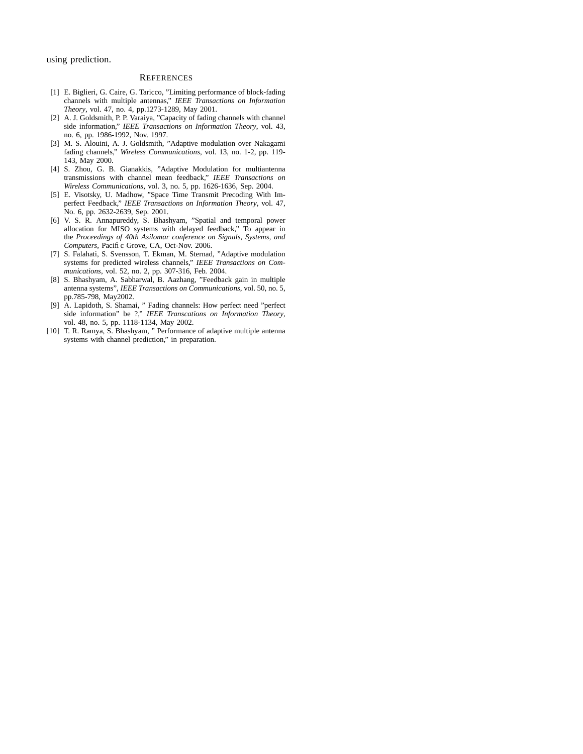using prediction.

## References

[1] E. Biglieri, G. Caire, G. Taricco, "Limiting performance of block-fading channels with multiple antennas," *IEEE Transactions on Information Theory*, vol. 47, no. 4, pp.1273-1289, May 2001.

[2] A. J. Goldsmith, P. P. Varaiya, "Capacity of fading channels with channel side information," *IEEE Transactions on Information Theory*, vol. 43, no. 6, pp. 1986-1992, Nov. 1997.

[3] M. S. Alouini, A. J. Goldsmith, "Adaptive modulation over Nakagami fading channels," *Wireless Communications*, vol. 13, no. 1-2, pp. 119-143, May 2000.

[4] S. Zhou, G. B. Gianakkis, "Adaptive Modulation for multiantenna transmissions with channel mean feedback," *IEEE Transactions on Wireless Communications*, vol. 3, no. 5, pp. 1626-1636, Sep. 2004.

[5] E. Visotsky, U. Madhow, "Space Time Transmit Precoding With Imperfect Feedback," *IEEE Transactions on Information Theory*, vol. 47, No. 6, pp. 2632-2639, Sep. 2001.

[6] V. S. R. Annapureddy, S. Bhashyam, "Spatial and temporal power allocation for MISO systems with delayed feedback," To appear in the *Proceedings of 40th Asilomar conference on Signals, Systems, and Computers*, Pacific Grove, CA, Oct-Nov. 2006.

[7] S. Falahati, S. Svensson, T. Ekman, M. Sternad, "Adaptive modulation systems for predicted wireless channels," *IEEE Transactions on Communications*, vol. 52, no. 2, pp. 307-316, Feb. 2004.

[8] S. Bhashyam, A. Sabharwal, B. Aazhang, "Feedback gain in multiple antenna systems", *IEEE Transactions on Communications*, vol. 50, no. 5, pp.785-798, May2002.

[9] A. Lapidoth, S. Shamai, " Fading channels: How perfect need "perfect side information" be ?," *IEEE Transcations on Information Theory*, vol. 48, no. 5, pp. 1118-1134, May 2002.

[10] T. R. Ramya, S. Bhashyam, " Performance of adaptive multiple antenna systems with channel prediction," in preparation.